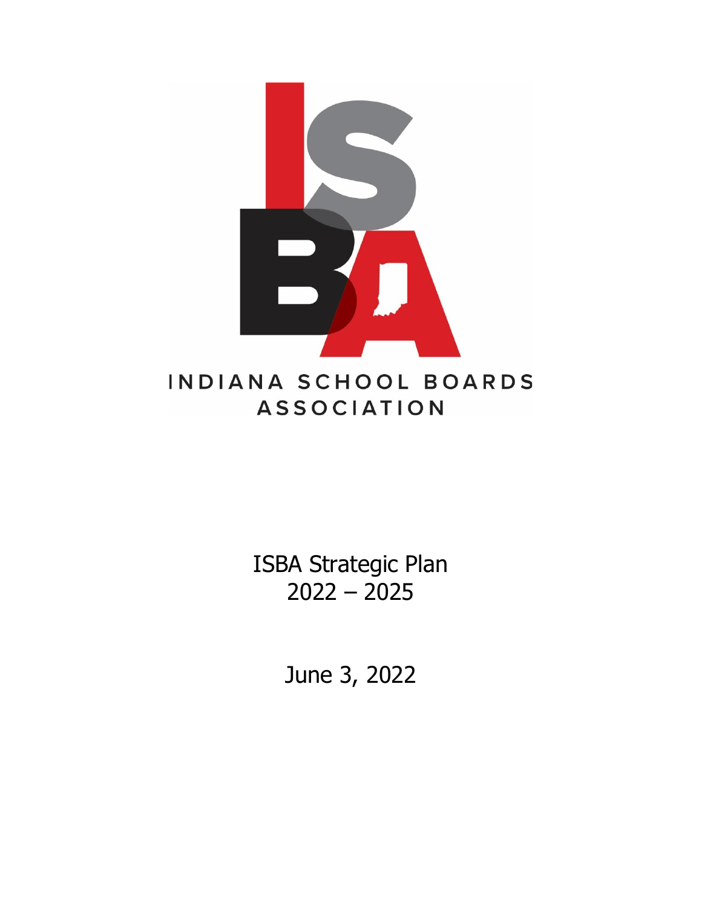INDIANA SCHOOL BOARDS ASSOCIATION

# ISBA Strategic Plan 2022 – 2025

June 3, 2022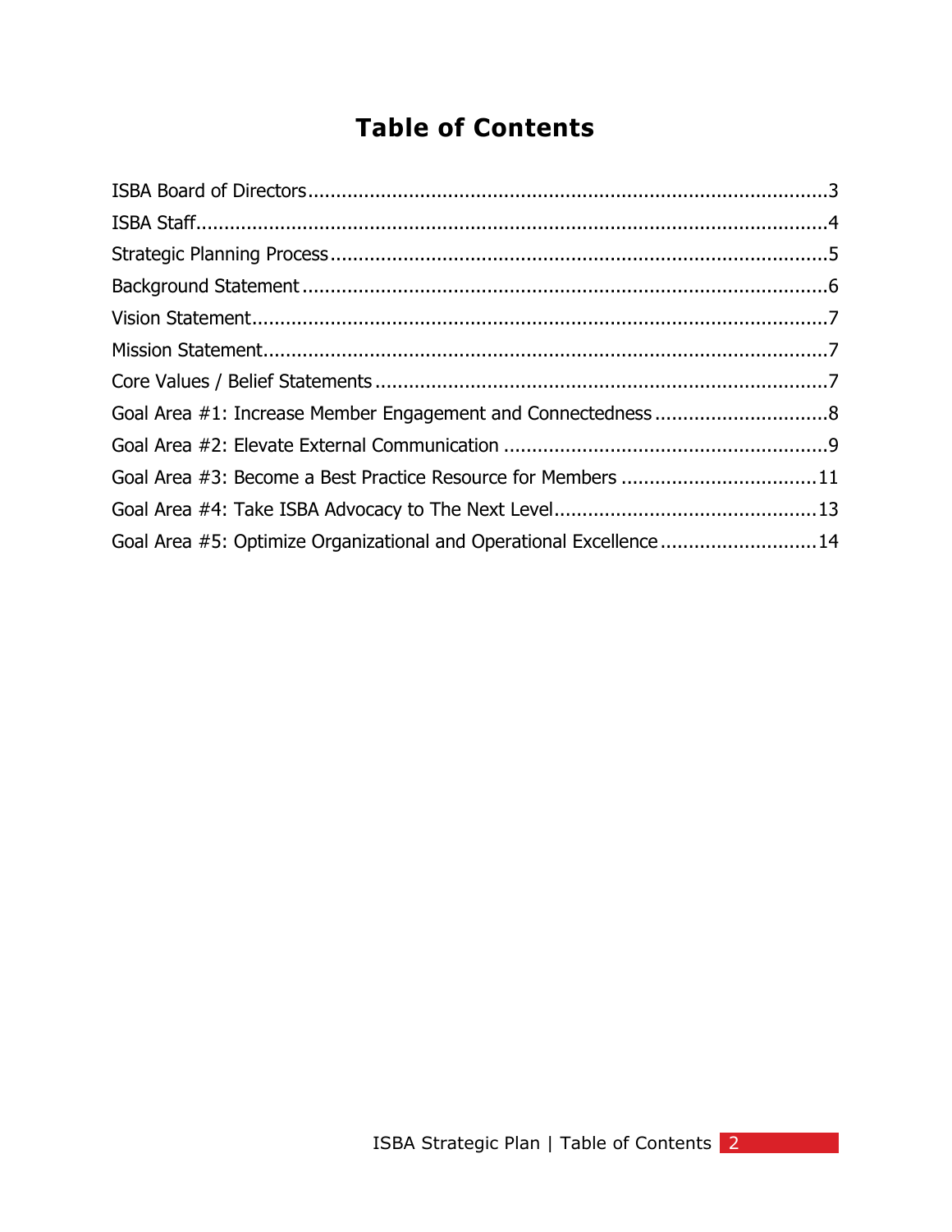# Table of Contents

ISBA Board of Directors...........................................................................................3
ISBA Staff...............................................................................................................4
Strategic Planning Process.......................................................................................5
Background Statement ............................................................................................6
Vision Statement.....................................................................................................7
Mission Statement...................................................................................................7
Core Values / Belief Statements ...............................................................................7
Goal Area #1: Increase Member Engagement and Connectedness ...............................8
Goal Area #2: Elevate External Communication .........................................................9
Goal Area #3: Become a Best Practice Resource for Members ..................................11
Goal Area #4: Take ISBA Advocacy to The Next Level..............................................13
Goal Area #5: Optimize Organizational and Operational Excellence ............................14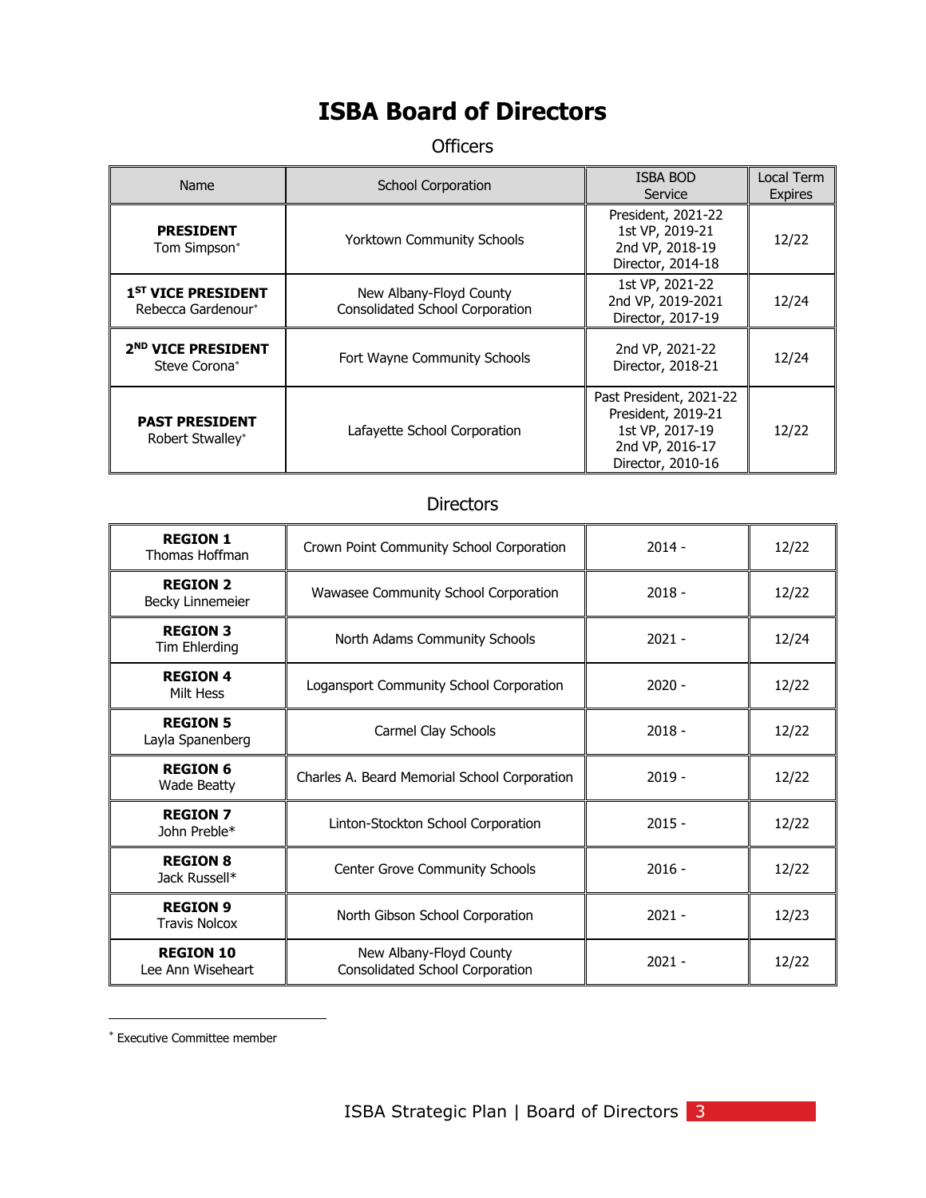# ISBA Board of Directors

## Officers

| Name | School Corporation | ISBA BOD Service | Local Term Expires |
|---|---|---|---|
| **PRESIDENT** Tom Simpson* | Yorktown Community Schools | President, 2021-22<br>1st VP, 2019-21<br>2nd VP, 2018-19<br>Director, 2014-18 | 12/22 |
| **1ST VICE PRESIDENT** Rebecca Gardenour* | New Albany-Floyd County Consolidated School Corporation | 1st VP, 2021-22<br>2nd VP, 2019-2021<br>Director, 2017-19 | 12/24 |
| **2ND VICE PRESIDENT** Steve Corona* | Fort Wayne Community Schools | 2nd VP, 2021-22<br>Director, 2018-21 | 12/24 |
| **PAST PRESIDENT** Robert Stwalley* | Lafayette School Corporation | Past President, 2021-22<br>President, 2019-21<br>1st VP, 2017-19<br>2nd VP, 2016-17<br>Director, 2010-16 | 12/22 |

## Directors

| Name | School Corporation | ISBA BOD Service | Local Term Expires |
|---|---|---|---|
| **REGION 1** Thomas Hoffman | Crown Point Community School Corporation | 2014 - | 12/22 |
| **REGION 2** Becky Linnemeier | Wawasee Community School Corporation | 2018 - | 12/22 |
| **REGION 3** Tim Ehlerding | North Adams Community Schools | 2021 - | 12/24 |
| **REGION 4** Milt Hess | Logansport Community School Corporation | 2020 - | 12/22 |
| **REGION 5** Layla Spanenberg | Carmel Clay Schools | 2018 - | 12/22 |
| **REGION 6** Wade Beatty | Charles A. Beard Memorial School Corporation | 2019 - | 12/22 |
| **REGION 7** John Preble* | Linton-Stockton School Corporation | 2015 - | 12/22 |
| **REGION 8** Jack Russell* | Center Grove Community Schools | 2016 - | 12/22 |
| **REGION 9** Travis Nolcox | North Gibson School Corporation | 2021 - | 12/23 |
| **REGION 10** Lee Ann Wiseheart | New Albany-Floyd County Consolidated School Corporation | 2021 - | 12/22 |

* Executive Committee member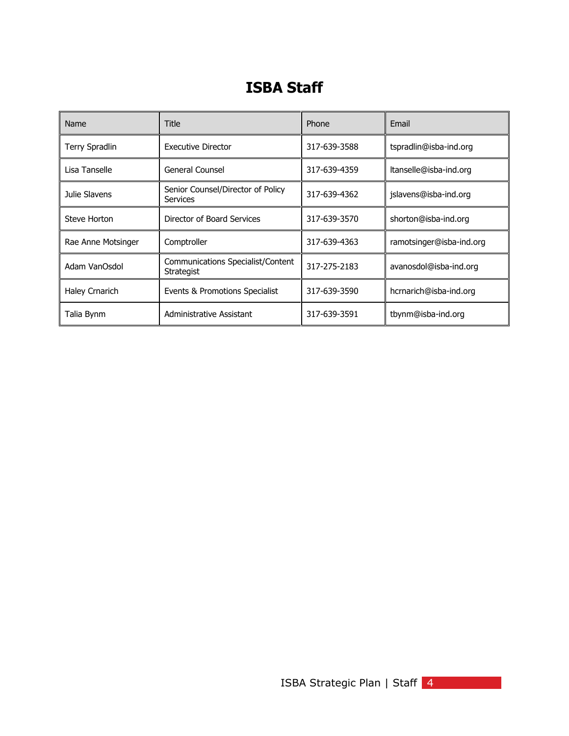# ISBA Staff

| Name | Title | Phone | Email |
|---|---|---|---|
| Terry Spradlin | Executive Director | 317-639-3588 | tspradlin@isba-ind.org |
| Lisa Tanselle | General Counsel | 317-639-4359 | ltanselle@isba-ind.org |
| Julie Slavens | Senior Counsel/Director of Policy Services | 317-639-4362 | jslavens@isba-ind.org |
| Steve Horton | Director of Board Services | 317-639-3570 | shorton@isba-ind.org |
| Rae Anne Motsinger | Comptroller | 317-639-4363 | ramotsinger@isba-ind.org |
| Adam VanOsdol | Communications Specialist/Content Strategist | 317-275-2183 | avanosdol@isba-ind.org |
| Haley Crnarich | Events & Promotions Specialist | 317-639-3590 | hcrnarich@isba-ind.org |
| Talia Bynm | Administrative Assistant | 317-639-3591 | tbynm@isba-ind.org |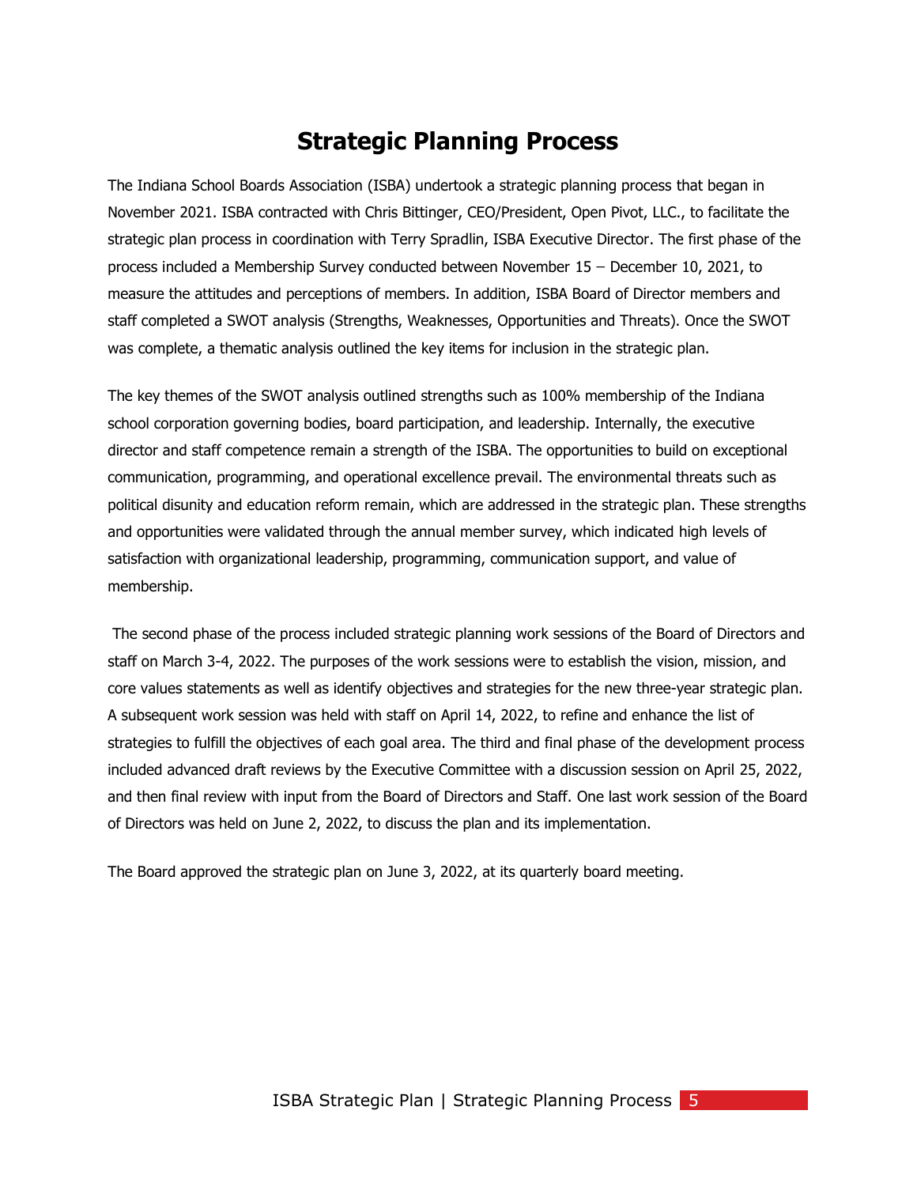# Strategic Planning Process

The Indiana School Boards Association (ISBA) undertook a strategic planning process that began in November 2021. ISBA contracted with Chris Bittinger, CEO/President, Open Pivot, LLC., to facilitate the strategic plan process in coordination with Terry Spradlin, ISBA Executive Director. The first phase of the process included a Membership Survey conducted between November 15 – December 10, 2021, to measure the attitudes and perceptions of members. In addition, ISBA Board of Director members and staff completed a SWOT analysis (Strengths, Weaknesses, Opportunities and Threats). Once the SWOT was complete, a thematic analysis outlined the key items for inclusion in the strategic plan.

The key themes of the SWOT analysis outlined strengths such as 100% membership of the Indiana school corporation governing bodies, board participation, and leadership. Internally, the executive director and staff competence remain a strength of the ISBA. The opportunities to build on exceptional communication, programming, and operational excellence prevail. The environmental threats such as political disunity and education reform remain, which are addressed in the strategic plan. These strengths and opportunities were validated through the annual member survey, which indicated high levels of satisfaction with organizational leadership, programming, communication support, and value of membership.

The second phase of the process included strategic planning work sessions of the Board of Directors and staff on March 3-4, 2022. The purposes of the work sessions were to establish the vision, mission, and core values statements as well as identify objectives and strategies for the new three-year strategic plan. A subsequent work session was held with staff on April 14, 2022, to refine and enhance the list of strategies to fulfill the objectives of each goal area. The third and final phase of the development process included advanced draft reviews by the Executive Committee with a discussion session on April 25, 2022, and then final review with input from the Board of Directors and Staff. One last work session of the Board of Directors was held on June 2, 2022, to discuss the plan and its implementation.

The Board approved the strategic plan on June 3, 2022, at its quarterly board meeting.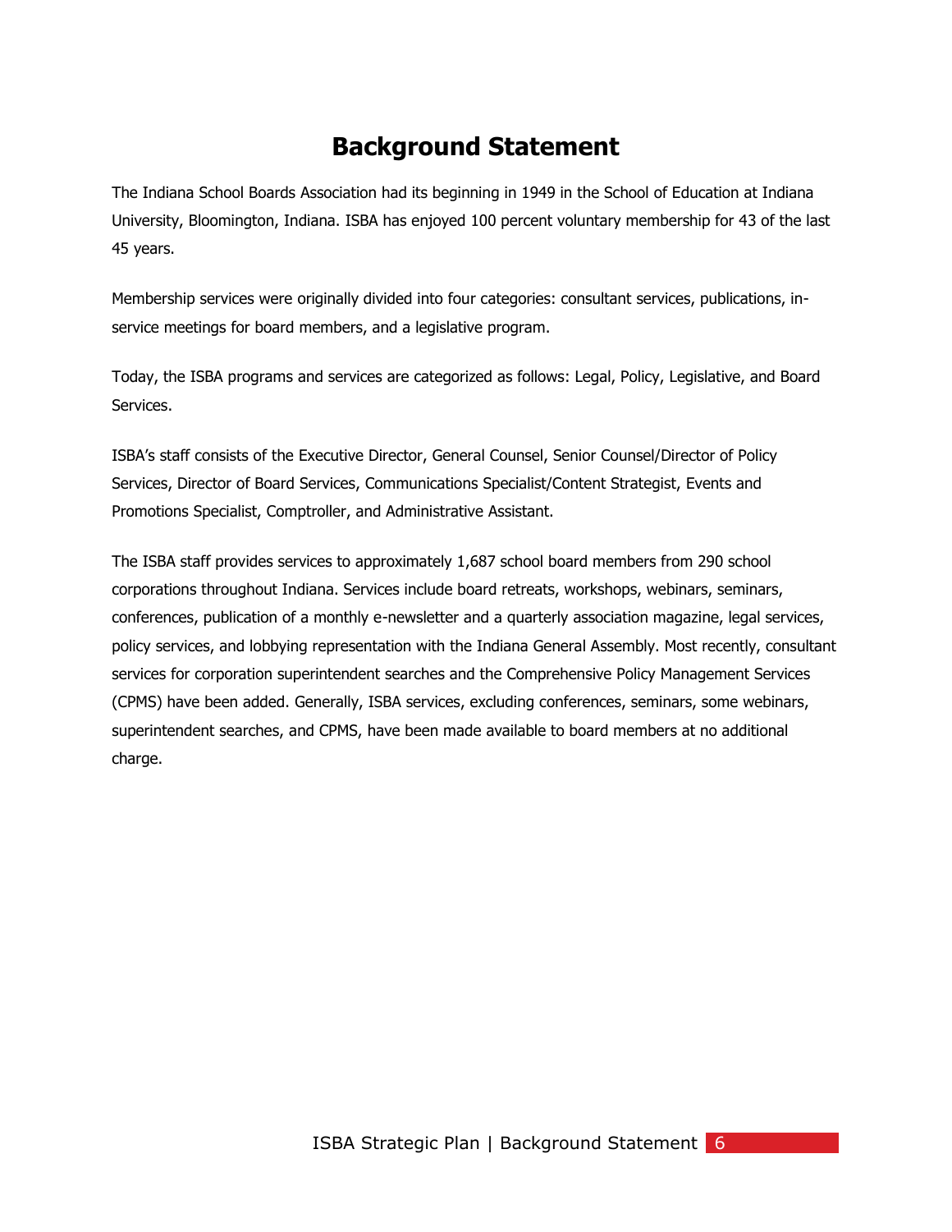# Background Statement

The Indiana School Boards Association had its beginning in 1949 in the School of Education at Indiana University, Bloomington, Indiana. ISBA has enjoyed 100 percent voluntary membership for 43 of the last 45 years.

Membership services were originally divided into four categories: consultant services, publications, in-service meetings for board members, and a legislative program.

Today, the ISBA programs and services are categorized as follows: Legal, Policy, Legislative, and Board Services.

ISBA's staff consists of the Executive Director, General Counsel, Senior Counsel/Director of Policy Services, Director of Board Services, Communications Specialist/Content Strategist, Events and Promotions Specialist, Comptroller, and Administrative Assistant.

The ISBA staff provides services to approximately 1,687 school board members from 290 school corporations throughout Indiana. Services include board retreats, workshops, webinars, seminars, conferences, publication of a monthly e-newsletter and a quarterly association magazine, legal services, policy services, and lobbying representation with the Indiana General Assembly. Most recently, consultant services for corporation superintendent searches and the Comprehensive Policy Management Services (CPMS) have been added. Generally, ISBA services, excluding conferences, seminars, some webinars, superintendent searches, and CPMS, have been made available to board members at no additional charge.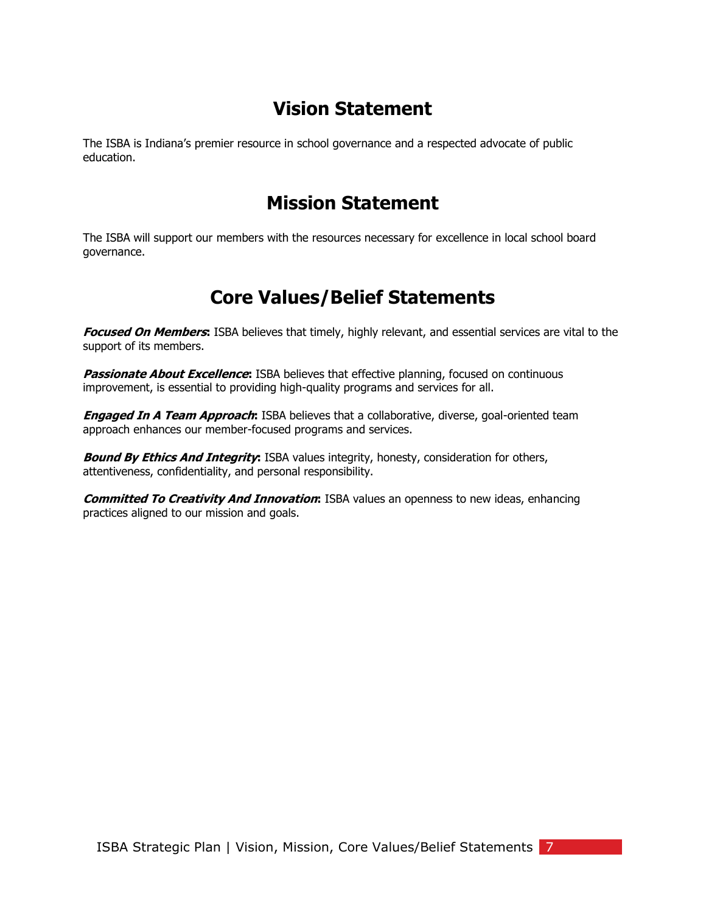## Vision Statement

The ISBA is Indiana's premier resource in school governance and a respected advocate of public education.

## Mission Statement

The ISBA will support our members with the resources necessary for excellence in local school board governance.

## Core Values/Belief Statements

***Focused On Members*:** ISBA believes that timely, highly relevant, and essential services are vital to the support of its members.

***Passionate About Excellence*:** ISBA believes that effective planning, focused on continuous improvement, is essential to providing high-quality programs and services for all.

***Engaged In A Team Approach*:** ISBA believes that a collaborative, diverse, goal-oriented team approach enhances our member-focused programs and services.

***Bound By Ethics And Integrity*:** ISBA values integrity, honesty, consideration for others, attentiveness, confidentiality, and personal responsibility.

***Committed To Creativity And Innovation*:** ISBA values an openness to new ideas, enhancing practices aligned to our mission and goals.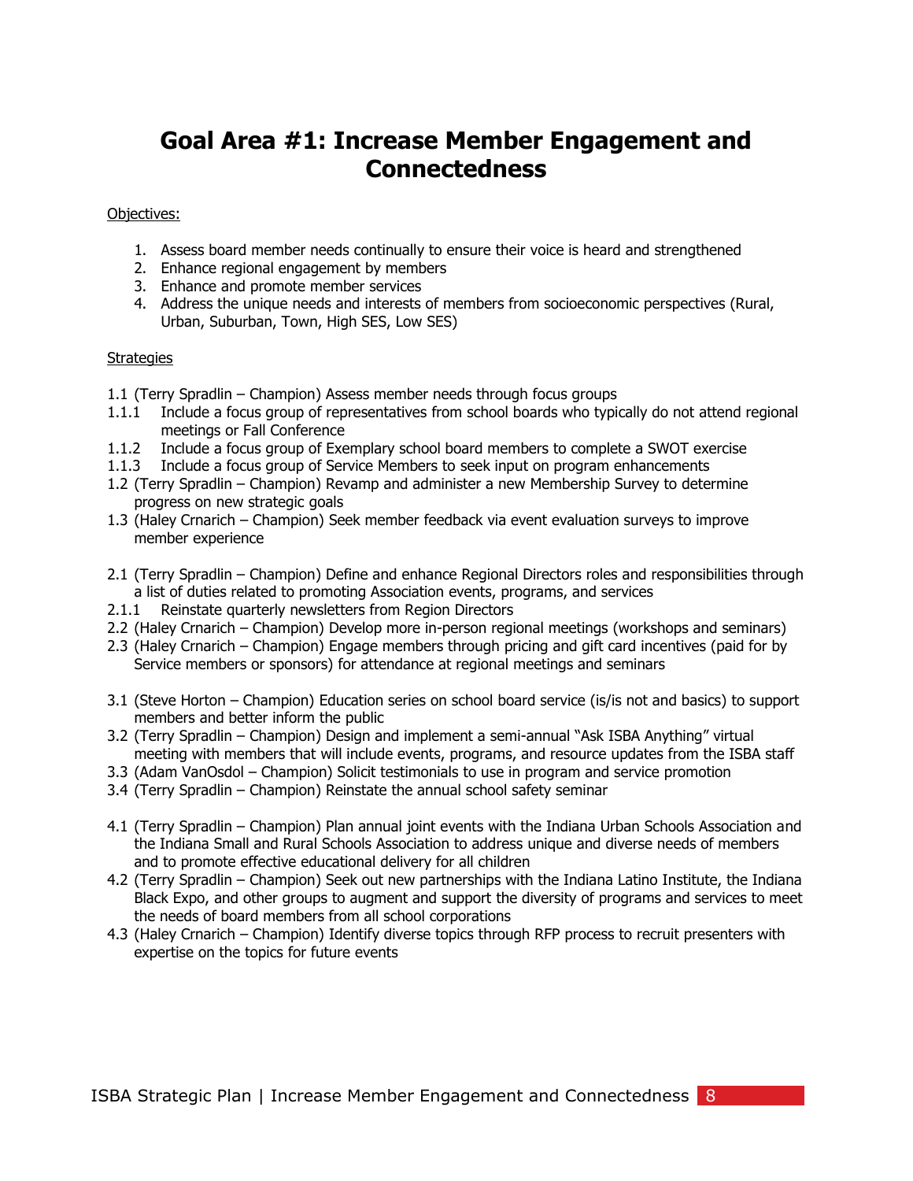# Goal Area #1: Increase Member Engagement and Connectedness

Objectives:

1. Assess board member needs continually to ensure their voice is heard and strengthened
2. Enhance regional engagement by members
3. Enhance and promote member services
4. Address the unique needs and interests of members from socioeconomic perspectives (Rural, Urban, Suburban, Town, High SES, Low SES)

Strategies

1.1 (Terry Spradlin – Champion) Assess member needs through focus groups

1.1.1 Include a focus group of representatives from school boards who typically do not attend regional meetings or Fall Conference

1.1.2 Include a focus group of Exemplary school board members to complete a SWOT exercise

1.1.3 Include a focus group of Service Members to seek input on program enhancements

1.2 (Terry Spradlin – Champion) Revamp and administer a new Membership Survey to determine progress on new strategic goals

1.3 (Haley Crnarich – Champion) Seek member feedback via event evaluation surveys to improve member experience

2.1 (Terry Spradlin – Champion) Define and enhance Regional Directors roles and responsibilities through a list of duties related to promoting Association events, programs, and services

2.1.1 Reinstate quarterly newsletters from Region Directors

2.2 (Haley Crnarich – Champion) Develop more in-person regional meetings (workshops and seminars)

2.3 (Haley Crnarich – Champion) Engage members through pricing and gift card incentives (paid for by Service members or sponsors) for attendance at regional meetings and seminars

3.1 (Steve Horton – Champion) Education series on school board service (is/is not and basics) to support members and better inform the public

3.2 (Terry Spradlin – Champion) Design and implement a semi-annual "Ask ISBA Anything" virtual meeting with members that will include events, programs, and resource updates from the ISBA staff

3.3 (Adam VanOsdol – Champion) Solicit testimonials to use in program and service promotion

3.4 (Terry Spradlin – Champion) Reinstate the annual school safety seminar

4.1 (Terry Spradlin – Champion) Plan annual joint events with the Indiana Urban Schools Association and the Indiana Small and Rural Schools Association to address unique and diverse needs of members and to promote effective educational delivery for all children

4.2 (Terry Spradlin – Champion) Seek out new partnerships with the Indiana Latino Institute, the Indiana Black Expo, and other groups to augment and support the diversity of programs and services to meet the needs of board members from all school corporations

4.3 (Haley Crnarich – Champion) Identify diverse topics through RFP process to recruit presenters with expertise on the topics for future events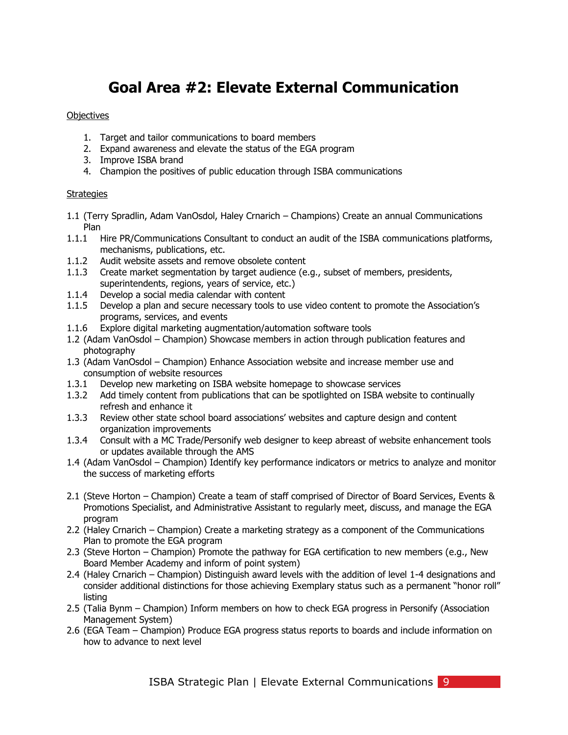# Goal Area #2: Elevate External Communication

Objectives

1. Target and tailor communications to board members
2. Expand awareness and elevate the status of the EGA program
3. Improve ISBA brand
4. Champion the positives of public education through ISBA communications

Strategies

1.1 (Terry Spradlin, Adam VanOsdol, Haley Crnarich – Champions) Create an annual Communications Plan

1.1.1 Hire PR/Communications Consultant to conduct an audit of the ISBA communications platforms, mechanisms, publications, etc.

1.1.2 Audit website assets and remove obsolete content

1.1.3 Create market segmentation by target audience (e.g., subset of members, presidents, superintendents, regions, years of service, etc.)

1.1.4 Develop a social media calendar with content

1.1.5 Develop a plan and secure necessary tools to use video content to promote the Association's programs, services, and events

1.1.6 Explore digital marketing augmentation/automation software tools

1.2 (Adam VanOsdol – Champion) Showcase members in action through publication features and photography

1.3 (Adam VanOsdol – Champion) Enhance Association website and increase member use and consumption of website resources

1.3.1 Develop new marketing on ISBA website homepage to showcase services

1.3.2 Add timely content from publications that can be spotlighted on ISBA website to continually refresh and enhance it

1.3.3 Review other state school board associations' websites and capture design and content organization improvements

1.3.4 Consult with a MC Trade/Personify web designer to keep abreast of website enhancement tools or updates available through the AMS

1.4 (Adam VanOsdol – Champion) Identify key performance indicators or metrics to analyze and monitor the success of marketing efforts

2.1 (Steve Horton – Champion) Create a team of staff comprised of Director of Board Services, Events & Promotions Specialist, and Administrative Assistant to regularly meet, discuss, and manage the EGA program

2.2 (Haley Crnarich – Champion) Create a marketing strategy as a component of the Communications Plan to promote the EGA program

2.3 (Steve Horton – Champion) Promote the pathway for EGA certification to new members (e.g., New Board Member Academy and inform of point system)

2.4 (Haley Crnarich – Champion) Distinguish award levels with the addition of level 1-4 designations and consider additional distinctions for those achieving Exemplary status such as a permanent "honor roll" listing

2.5 (Talia Bynm – Champion) Inform members on how to check EGA progress in Personify (Association Management System)

2.6 (EGA Team – Champion) Produce EGA progress status reports to boards and include information on how to advance to next level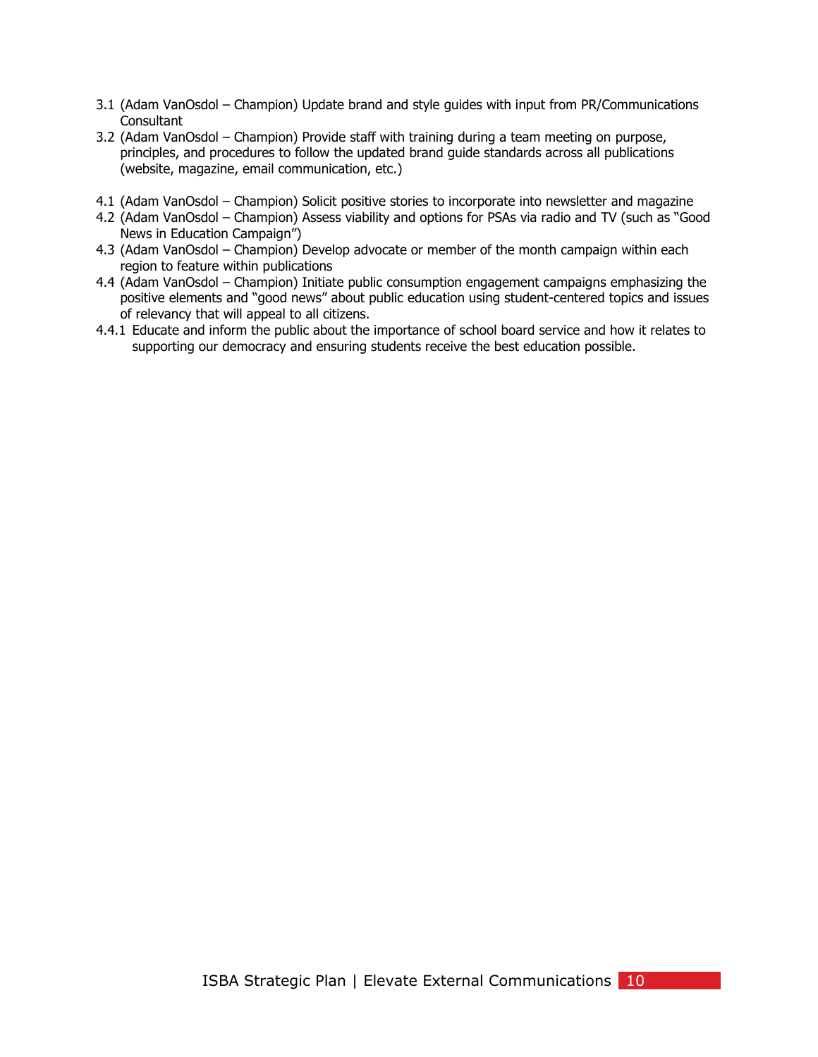3.1 (Adam VanOsdol – Champion) Update brand and style guides with input from PR/Communications Consultant

3.2 (Adam VanOsdol – Champion) Provide staff with training during a team meeting on purpose, principles, and procedures to follow the updated brand guide standards across all publications (website, magazine, email communication, etc.)

4.1 (Adam VanOsdol – Champion) Solicit positive stories to incorporate into newsletter and magazine

4.2 (Adam VanOsdol – Champion) Assess viability and options for PSAs via radio and TV (such as "Good News in Education Campaign")

4.3 (Adam VanOsdol – Champion) Develop advocate or member of the month campaign within each region to feature within publications

4.4 (Adam VanOsdol – Champion) Initiate public consumption engagement campaigns emphasizing the positive elements and "good news" about public education using student-centered topics and issues of relevancy that will appeal to all citizens.

4.4.1 Educate and inform the public about the importance of school board service and how it relates to supporting our democracy and ensuring students receive the best education possible.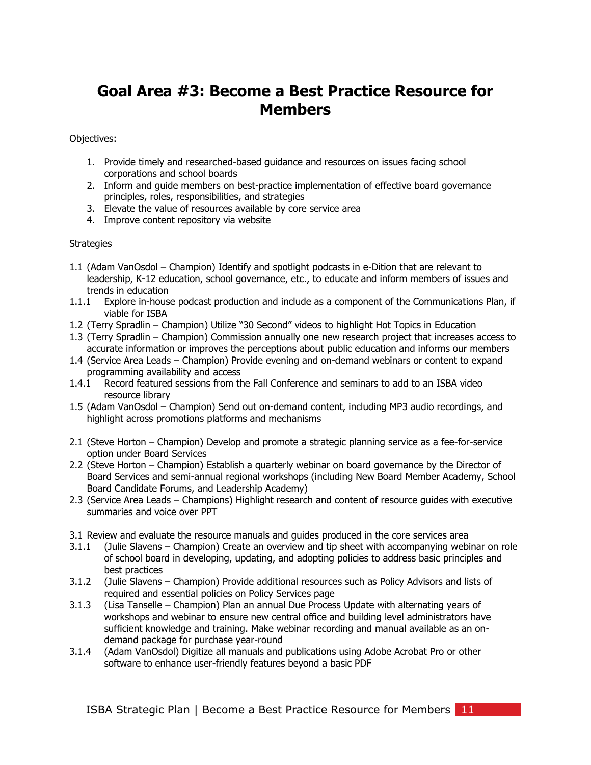# Goal Area #3: Become a Best Practice Resource for Members

Objectives:

1. Provide timely and researched-based guidance and resources on issues facing school corporations and school boards
2. Inform and guide members on best-practice implementation of effective board governance principles, roles, responsibilities, and strategies
3. Elevate the value of resources available by core service area
4. Improve content repository via website

Strategies

1.1 (Adam VanOsdol – Champion) Identify and spotlight podcasts in e-Dition that are relevant to leadership, K-12 education, school governance, etc., to educate and inform members of issues and trends in education

1.1.1 Explore in-house podcast production and include as a component of the Communications Plan, if viable for ISBA

1.2 (Terry Spradlin – Champion) Utilize "30 Second" videos to highlight Hot Topics in Education

1.3 (Terry Spradlin – Champion) Commission annually one new research project that increases access to accurate information or improves the perceptions about public education and informs our members

1.4 (Service Area Leads – Champion) Provide evening and on-demand webinars or content to expand programming availability and access

1.4.1 Record featured sessions from the Fall Conference and seminars to add to an ISBA video resource library

1.5 (Adam VanOsdol – Champion) Send out on-demand content, including MP3 audio recordings, and highlight across promotions platforms and mechanisms

2.1 (Steve Horton – Champion) Develop and promote a strategic planning service as a fee-for-service option under Board Services

2.2 (Steve Horton – Champion) Establish a quarterly webinar on board governance by the Director of Board Services and semi-annual regional workshops (including New Board Member Academy, School Board Candidate Forums, and Leadership Academy)

2.3 (Service Area Leads – Champions) Highlight research and content of resource guides with executive summaries and voice over PPT

3.1 Review and evaluate the resource manuals and guides produced in the core services area

3.1.1 (Julie Slavens – Champion) Create an overview and tip sheet with accompanying webinar on role of school board in developing, updating, and adopting policies to address basic principles and best practices

3.1.2 (Julie Slavens – Champion) Provide additional resources such as Policy Advisors and lists of required and essential policies on Policy Services page

3.1.3 (Lisa Tanselle – Champion) Plan an annual Due Process Update with alternating years of workshops and webinar to ensure new central office and building level administrators have sufficient knowledge and training. Make webinar recording and manual available as an on-demand package for purchase year-round

3.1.4 (Adam VanOsdol) Digitize all manuals and publications using Adobe Acrobat Pro or other software to enhance user-friendly features beyond a basic PDF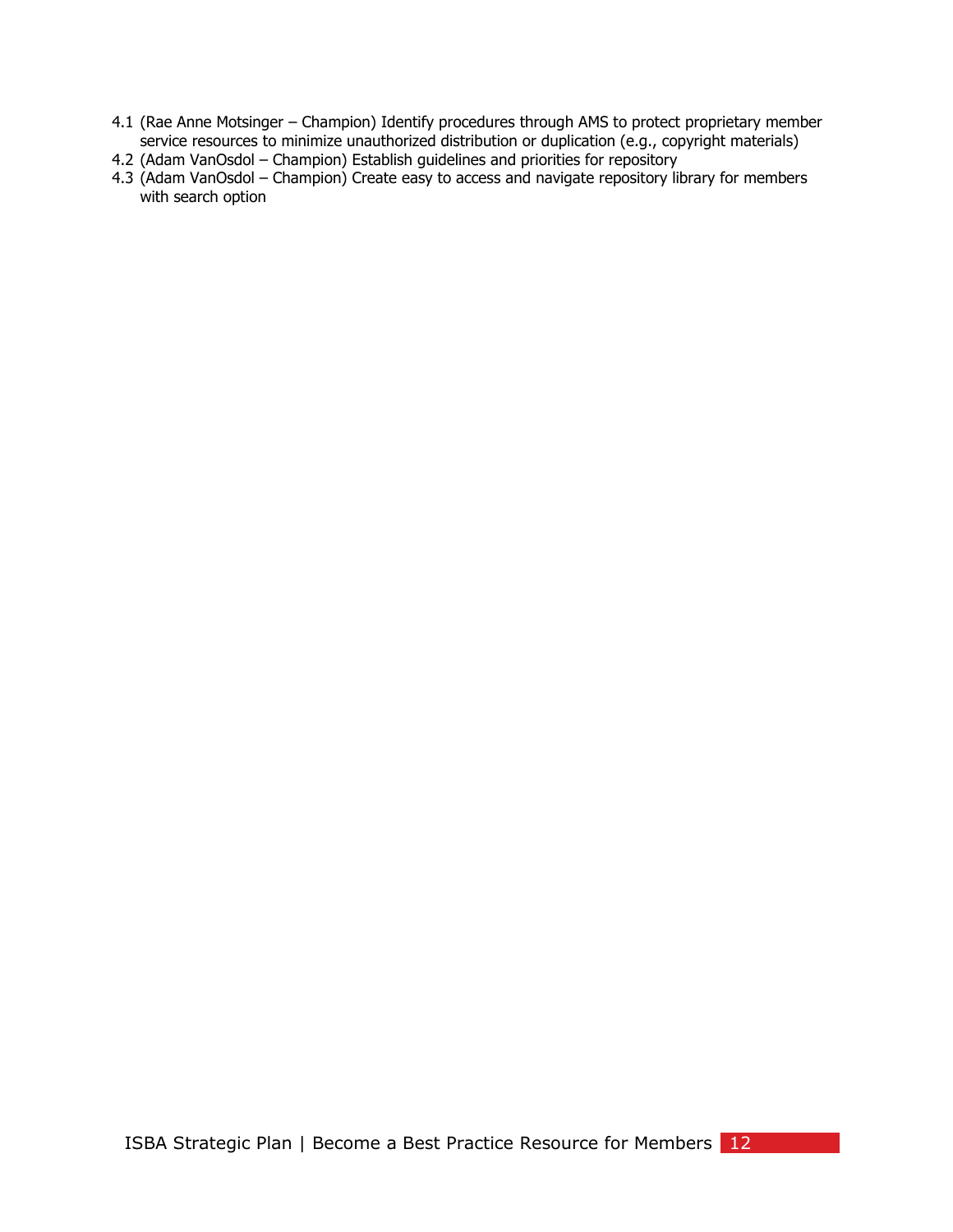4.1 (Rae Anne Motsinger – Champion) Identify procedures through AMS to protect proprietary member service resources to minimize unauthorized distribution or duplication (e.g., copyright materials)
4.2 (Adam VanOsdol – Champion) Establish guidelines and priorities for repository
4.3 (Adam VanOsdol – Champion) Create easy to access and navigate repository library for members with search option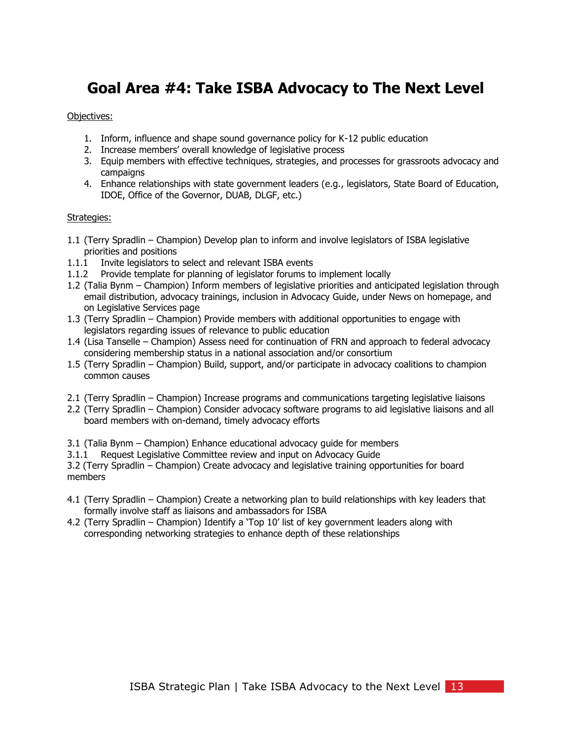# Goal Area #4: Take ISBA Advocacy to The Next Level

Objectives:

1. Inform, influence and shape sound governance policy for K-12 public education
2. Increase members' overall knowledge of legislative process
3. Equip members with effective techniques, strategies, and processes for grassroots advocacy and campaigns
4. Enhance relationships with state government leaders (e.g., legislators, State Board of Education, IDOE, Office of the Governor, DUAB, DLGF, etc.)

Strategies:

1.1 (Terry Spradlin – Champion) Develop plan to inform and involve legislators of ISBA legislative priorities and positions

1.1.1 Invite legislators to select and relevant ISBA events

1.1.2 Provide template for planning of legislator forums to implement locally

1.2 (Talia Bynm – Champion) Inform members of legislative priorities and anticipated legislation through email distribution, advocacy trainings, inclusion in Advocacy Guide, under News on homepage, and on Legislative Services page

1.3 (Terry Spradlin – Champion) Provide members with additional opportunities to engage with legislators regarding issues of relevance to public education

1.4 (Lisa Tanselle – Champion) Assess need for continuation of FRN and approach to federal advocacy considering membership status in a national association and/or consortium

1.5 (Terry Spradlin – Champion) Build, support, and/or participate in advocacy coalitions to champion common causes

2.1 (Terry Spradlin – Champion) Increase programs and communications targeting legislative liaisons

2.2 (Terry Spradlin – Champion) Consider advocacy software programs to aid legislative liaisons and all board members with on-demand, timely advocacy efforts

3.1 (Talia Bynm – Champion) Enhance educational advocacy guide for members

3.1.1 Request Legislative Committee review and input on Advocacy Guide

3.2 (Terry Spradlin – Champion) Create advocacy and legislative training opportunities for board members

4.1 (Terry Spradlin – Champion) Create a networking plan to build relationships with key leaders that formally involve staff as liaisons and ambassadors for ISBA

4.2 (Terry Spradlin – Champion) Identify a 'Top 10' list of key government leaders along with corresponding networking strategies to enhance depth of these relationships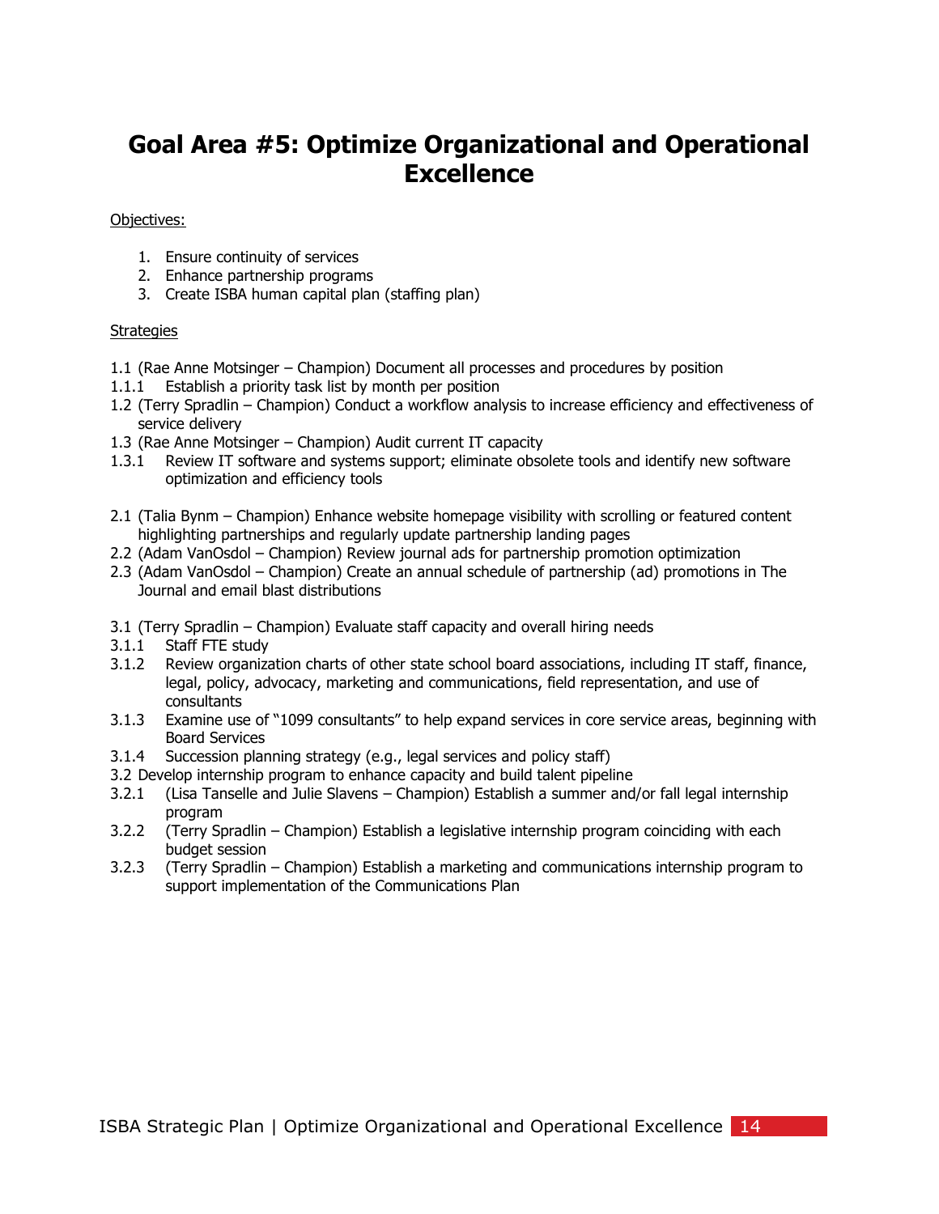# Goal Area #5: Optimize Organizational and Operational Excellence

Objectives:

1. Ensure continuity of services
2. Enhance partnership programs
3. Create ISBA human capital plan (staffing plan)

Strategies

1.1 (Rae Anne Motsinger – Champion) Document all processes and procedures by position

1.1.1 Establish a priority task list by month per position

1.2 (Terry Spradlin – Champion) Conduct a workflow analysis to increase efficiency and effectiveness of service delivery

1.3 (Rae Anne Motsinger – Champion) Audit current IT capacity

1.3.1 Review IT software and systems support; eliminate obsolete tools and identify new software optimization and efficiency tools

2.1 (Talia Bynm – Champion) Enhance website homepage visibility with scrolling or featured content highlighting partnerships and regularly update partnership landing pages

2.2 (Adam VanOsdol – Champion) Review journal ads for partnership promotion optimization

2.3 (Adam VanOsdol – Champion) Create an annual schedule of partnership (ad) promotions in The Journal and email blast distributions

3.1 (Terry Spradlin – Champion) Evaluate staff capacity and overall hiring needs

3.1.1 Staff FTE study

3.1.2 Review organization charts of other state school board associations, including IT staff, finance, legal, policy, advocacy, marketing and communications, field representation, and use of consultants

3.1.3 Examine use of "1099 consultants" to help expand services in core service areas, beginning with Board Services

3.1.4 Succession planning strategy (e.g., legal services and policy staff)

3.2 Develop internship program to enhance capacity and build talent pipeline

3.2.1 (Lisa Tanselle and Julie Slavens – Champion) Establish a summer and/or fall legal internship program

3.2.2 (Terry Spradlin – Champion) Establish a legislative internship program coinciding with each budget session

3.2.3 (Terry Spradlin – Champion) Establish a marketing and communications internship program to support implementation of the Communications Plan